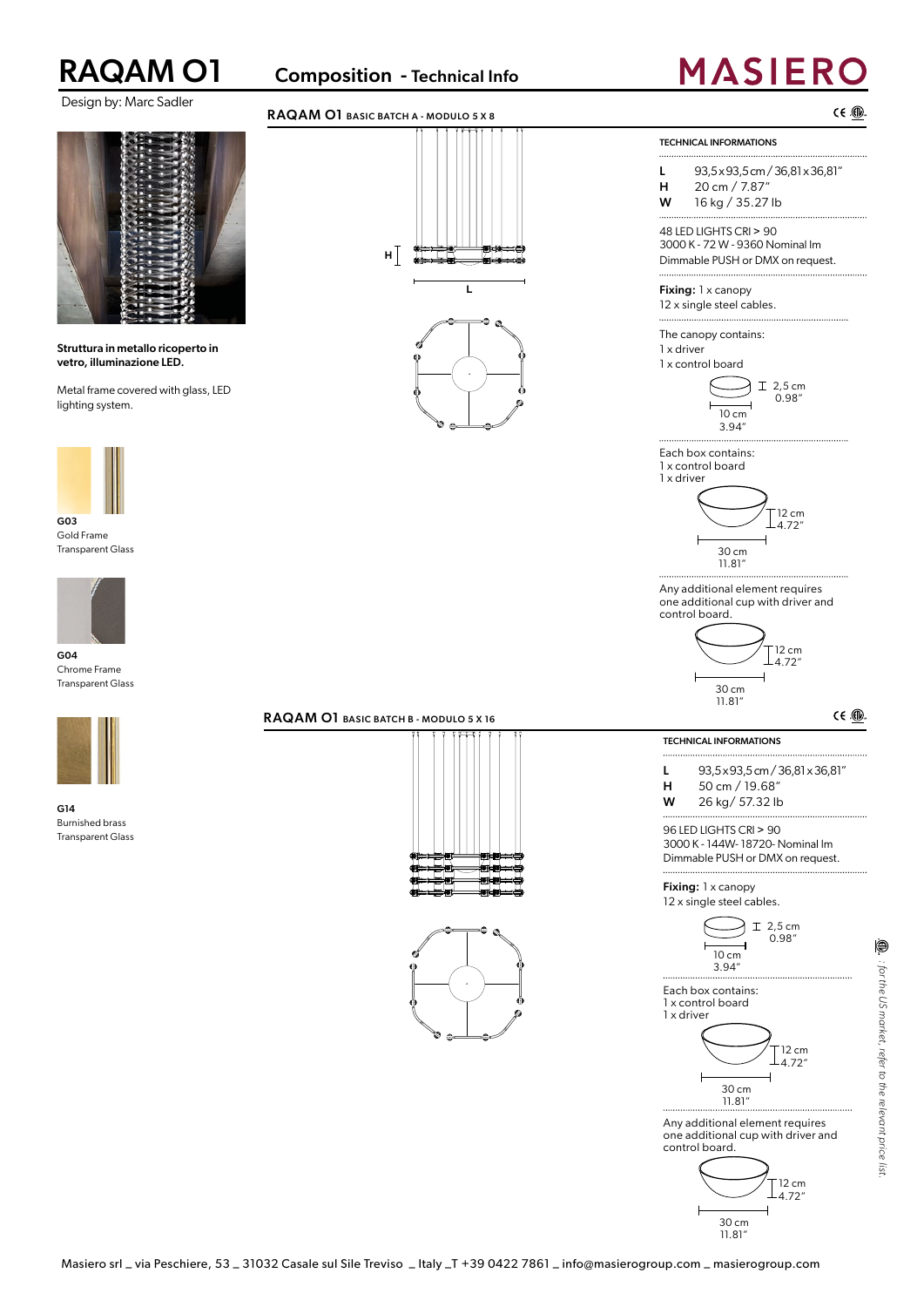# RAQAM O1

Design by: Marc Sadler

## Composition - Technical Info

MASIERO

**Struttura in metallo ricoperto in vetro, illuminazione LED.**

Metal frame covered with glass, LED lighting system.

**G03**
Gold Frame
Transparent Glass

**G04**
Chrome Frame
Transparent Glass

**G14**
Burnished brass
Transparent Glass

### RAQAM O1 BASIC BATCH A - MODULO 5 X 8

H

L

TECHNICAL INFORMATIONS

**L** 93,5x93,5cm / 36,81x36,81"
**H** 20 cm / 7.87"
**W** 16 kg / 35.27 lb

48 LED LIGHTS CRI > 90
3000 K - 72 W - 9360 Nominal lm
Dimmable PUSH or DMX on request.

**Fixing:** 1 x canopy
12 x single steel cables.

The canopy contains:
1 x driver
1 x control board

2,5 cm / 0.98"
10 cm / 3.94"

Each box contains:
1 x control board
1 x driver

12 cm / 4.72"
30 cm / 11.81"

Any additional element requires one additional cup with driver and control board.

12 cm / 4.72"
30 cm / 11.81"

### RAQAM O1 BASIC BATCH B - MODULO 5 X 16

TECHNICAL INFORMATIONS

**L** 93,5x93,5cm / 36,81x36,81"
**H** 50 cm / 19.68"
**W** 26 kg/ 57.32 lb

96 LED LIGHTS CRI > 90
3000 K - 144W- 18720- Nominal lm
Dimmable PUSH or DMX on request.

**Fixing:** 1 x canopy
12 x single steel cables.

2,5 cm / 0.98"
10 cm / 3.94"

Each box contains:
1 x control board
1 x driver

12 cm / 4.72"
30 cm / 11.81"

Any additional element requires one additional cup with driver and control board.

12 cm / 4.72"
30 cm / 11.81"

*: for the US market, refer to the relevant price list.*

Masiero srl _ via Peschiere, 53 _ 31032 Casale sul Sile Treviso _ Italy _T +39 0422 7861 _ info@masierogroup.com _ masierogroup.com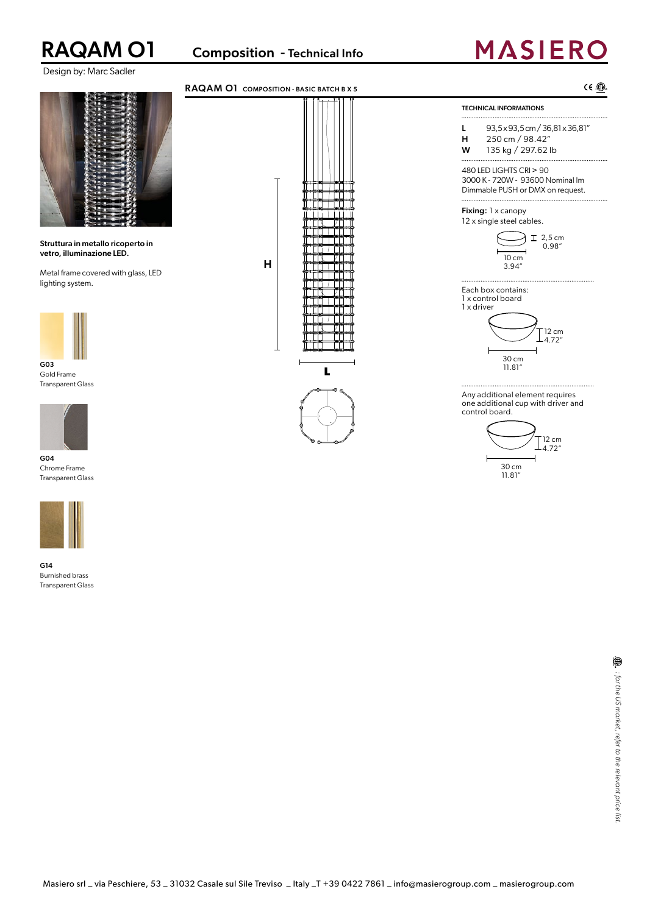# RAQAM O1

## Composition - Technical Info

**MASIERO**

Design by: Marc Sadler

**Struttura in metallo ricoperto in vetro, illuminazione LED.**

Metal frame covered with glass, LED lighting system.

**G03**
Gold Frame
Transparent Glass

**G04**
Chrome Frame
Transparent Glass

**G14**
Burnished brass
Transparent Glass

### RAQAM O1 COMPOSITION - BASIC BATCH B X 5

H

L

TECHNICAL INFORMATIONS

| | |
|---|---|
| **L** | 93,5 x 93,5 cm / 36,81 x 36,81" |
| **H** | 250 cm / 98.42" |
| **W** | 135 kg / 297.62 lb |

480 LED LIGHTS CRI > 90
3000 K - 720W - 93600 Nominal lm
Dimmable PUSH or DMX on request.

**Fixing:** 1 x canopy
12 x single steel cables.

2,5 cm
0.98"
10 cm
3.94"

Each box contains:
1 x control board
1 x driver

12 cm
4.72"
30 cm
11.81"

Any additional element requires one additional cup with driver and control board.

12 cm
4.72"
30 cm
11.81"

*: for the US market, refer to the relevant price list.*

Masiero srl _ via Peschiere, 53 _ 31032 Casale sul Sile Treviso _ Italy _T +39 0422 7861 _ info@masierogroup.com _ masierogroup.com